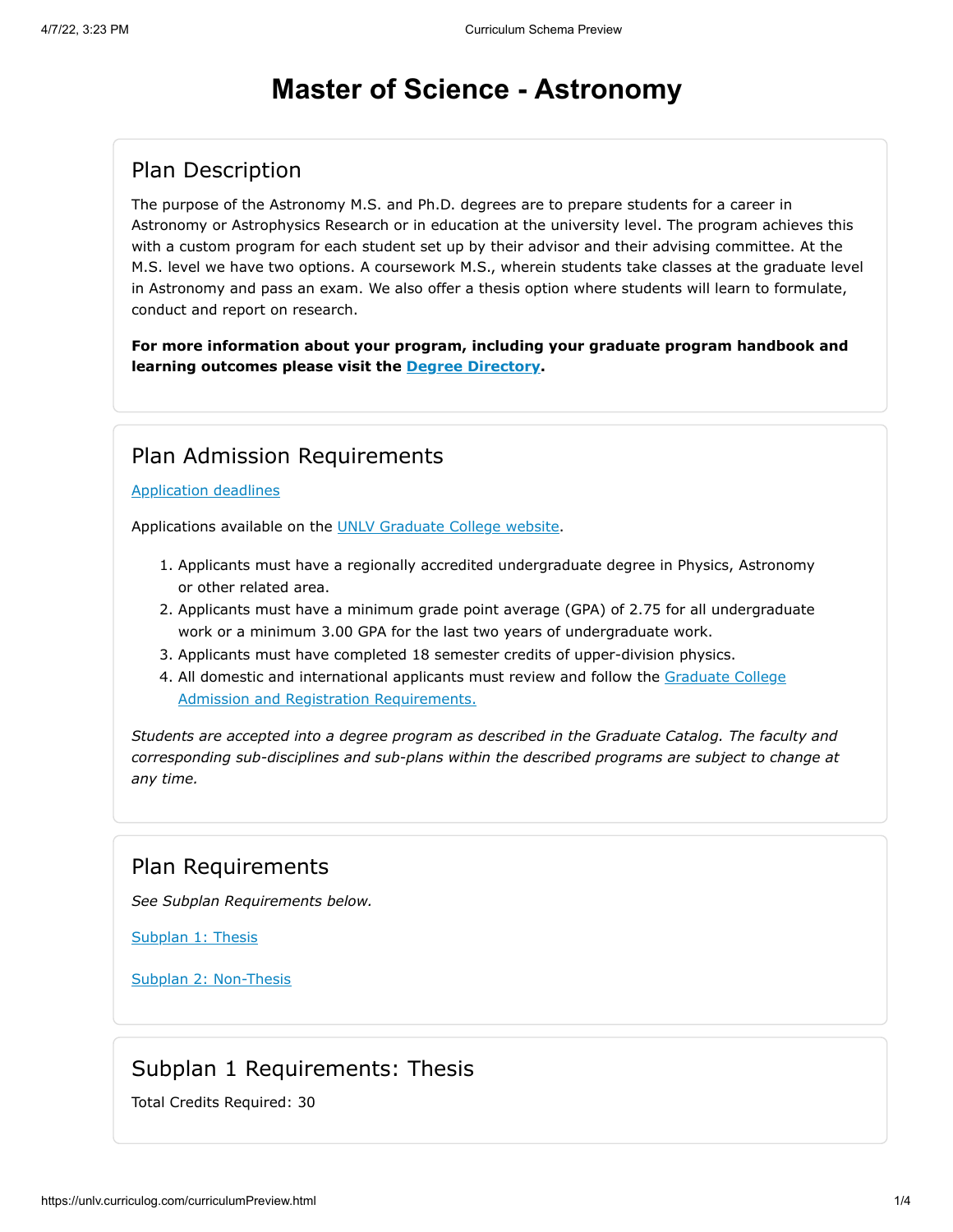# Master of Science - Astronomy

## Plan Description

The purpose of the Astronomy M.S. and Ph.D. degrees are to prepare students for a career in Astronomy or Astrophysics Research or in education at the university level. The program achieves this with a custom program for each student set up by their advisor and their advising committee. At the M.S. level we have two options. A coursework M.S., wherein students take classes at the graduate level in Astronomy and pass an exam. We also offer a thesis option where students will learn to formulate, conduct and report on research.

**For more information about your program, including your graduate program handbook and learning outcomes please visit the Degree Directory.**

## Plan Admission Requirements

Application deadlines

Applications available on the UNLV Graduate College website.

1. Applicants must have a regionally accredited undergraduate degree in Physics, Astronomy or other related area.
2. Applicants must have a minimum grade point average (GPA) of 2.75 for all undergraduate work or a minimum 3.00 GPA for the last two years of undergraduate work.
3. Applicants must have completed 18 semester credits of upper-division physics.
4. All domestic and international applicants must review and follow the Graduate College Admission and Registration Requirements.

*Students are accepted into a degree program as described in the Graduate Catalog. The faculty and corresponding sub-disciplines and sub-plans within the described programs are subject to change at any time.*

## Plan Requirements

*See Subplan Requirements below.*

Subplan 1: Thesis

Subplan 2: Non-Thesis

## Subplan 1 Requirements: Thesis

Total Credits Required: 30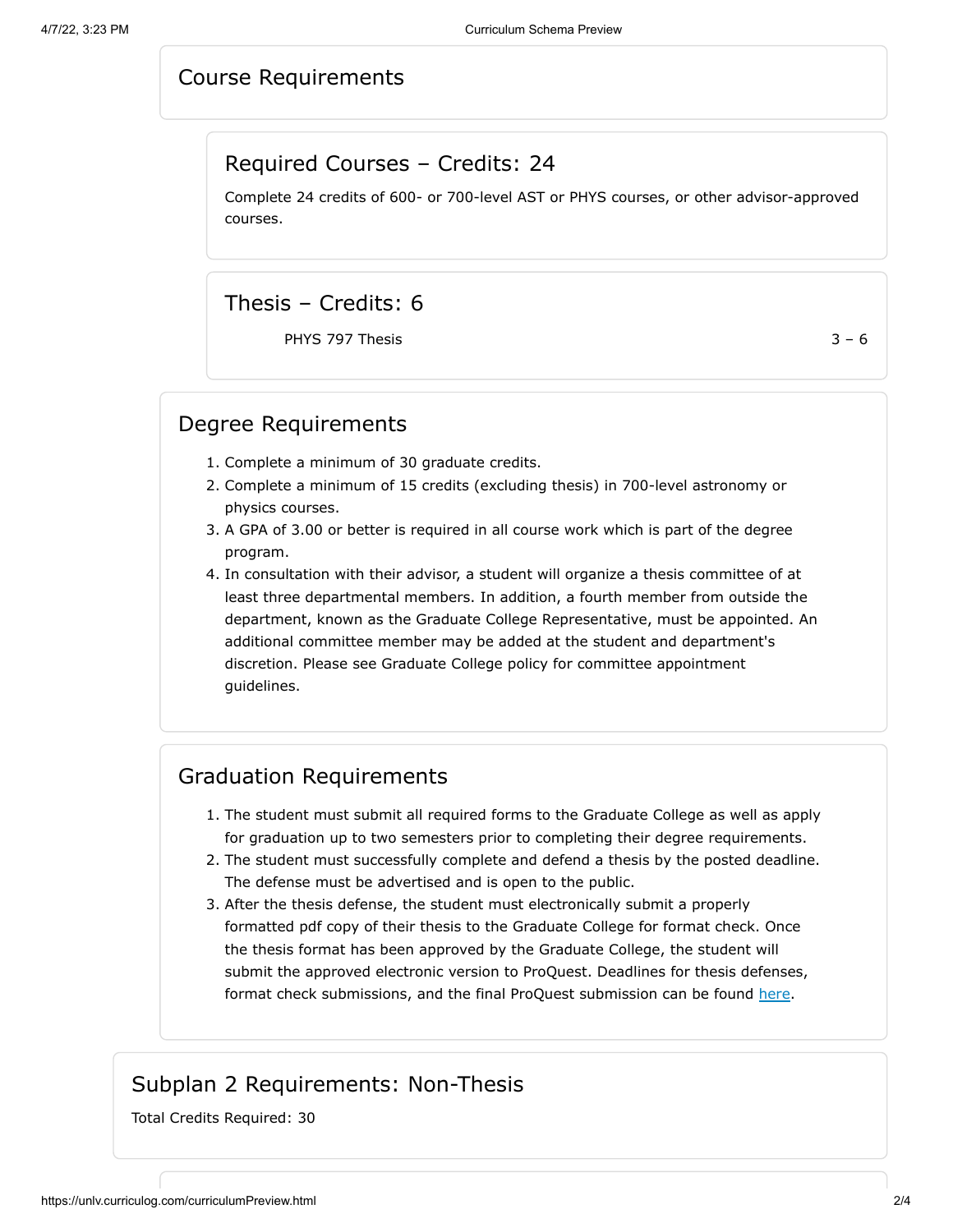## Course Requirements

### Required Courses – Credits: 24

Complete 24 credits of 600- or 700-level AST or PHYS courses, or other advisor-approved courses.

### Thesis – Credits: 6

| Course | Credits |
| --- | --- |
| PHYS 797 Thesis | 3 – 6 |

## Degree Requirements

1. Complete a minimum of 30 graduate credits.
2. Complete a minimum of 15 credits (excluding thesis) in 700-level astronomy or physics courses.
3. A GPA of 3.00 or better is required in all course work which is part of the degree program.
4. In consultation with their advisor, a student will organize a thesis committee of at least three departmental members. In addition, a fourth member from outside the department, known as the Graduate College Representative, must be appointed. An additional committee member may be added at the student and department's discretion. Please see Graduate College policy for committee appointment guidelines.

## Graduation Requirements

1. The student must submit all required forms to the Graduate College as well as apply for graduation up to two semesters prior to completing their degree requirements.
2. The student must successfully complete and defend a thesis by the posted deadline. The defense must be advertised and is open to the public.
3. After the thesis defense, the student must electronically submit a properly formatted pdf copy of their thesis to the Graduate College for format check. Once the thesis format has been approved by the Graduate College, the student will submit the approved electronic version to ProQuest. Deadlines for thesis defenses, format check submissions, and the final ProQuest submission can be found here.

# Subplan 2 Requirements: Non-Thesis

Total Credits Required: 30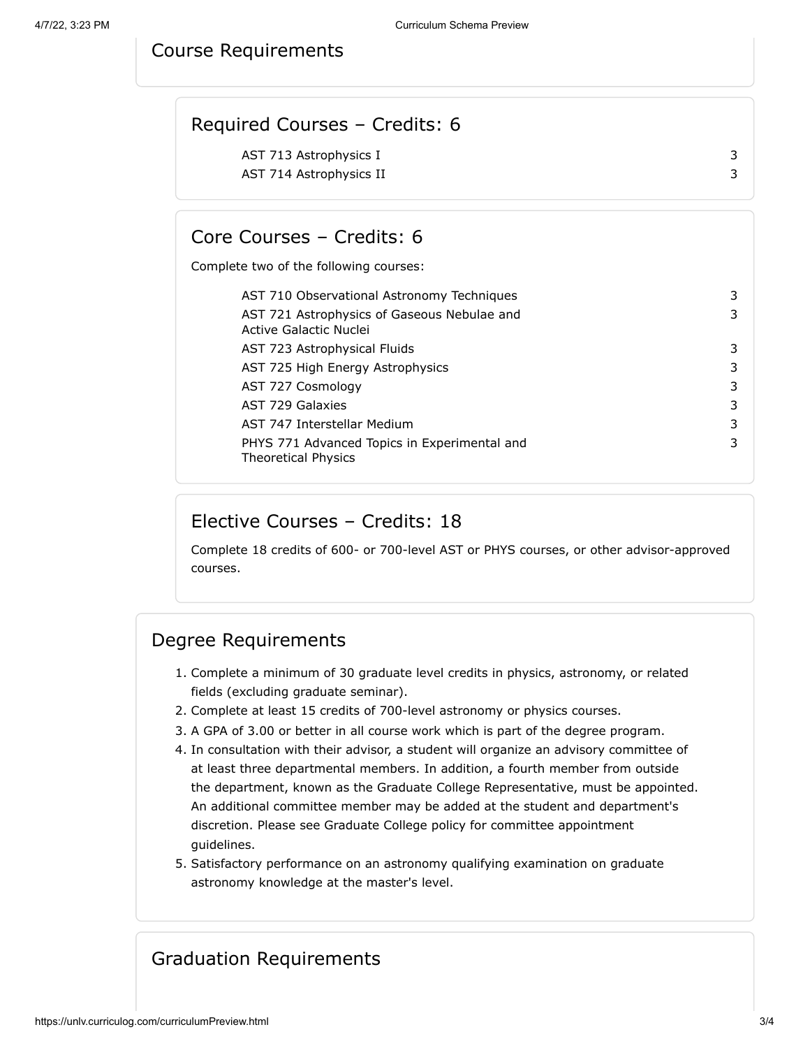## Course Requirements

### Required Courses – Credits: 6

| Course | Credits |
|---|---|
| AST 713 Astrophysics I | 3 |
| AST 714 Astrophysics II | 3 |

### Core Courses – Credits: 6

Complete two of the following courses:

| Course | Credits |
|---|---|
| AST 710 Observational Astronomy Techniques | 3 |
| AST 721 Astrophysics of Gaseous Nebulae and Active Galactic Nuclei | 3 |
| AST 723 Astrophysical Fluids | 3 |
| AST 725 High Energy Astrophysics | 3 |
| AST 727 Cosmology | 3 |
| AST 729 Galaxies | 3 |
| AST 747 Interstellar Medium | 3 |
| PHYS 771 Advanced Topics in Experimental and Theoretical Physics | 3 |

### Elective Courses – Credits: 18

Complete 18 credits of 600- or 700-level AST or PHYS courses, or other advisor-approved courses.

## Degree Requirements

1. Complete a minimum of 30 graduate level credits in physics, astronomy, or related fields (excluding graduate seminar).
2. Complete at least 15 credits of 700-level astronomy or physics courses.
3. A GPA of 3.00 or better in all course work which is part of the degree program.
4. In consultation with their advisor, a student will organize an advisory committee of at least three departmental members. In addition, a fourth member from outside the department, known as the Graduate College Representative, must be appointed. An additional committee member may be added at the student and department's discretion. Please see Graduate College policy for committee appointment guidelines.
5. Satisfactory performance on an astronomy qualifying examination on graduate astronomy knowledge at the master's level.

## Graduation Requirements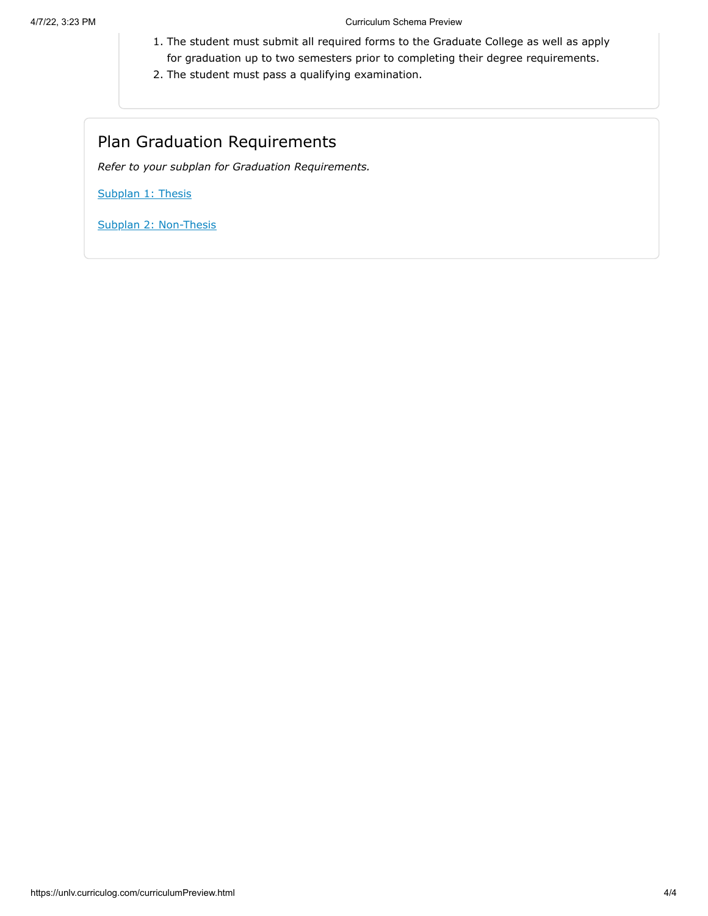1. The student must submit all required forms to the Graduate College as well as apply for graduation up to two semesters prior to completing their degree requirements.
2. The student must pass a qualifying examination.

## Plan Graduation Requirements

*Refer to your subplan for Graduation Requirements.*

Subplan 1: Thesis

Subplan 2: Non-Thesis